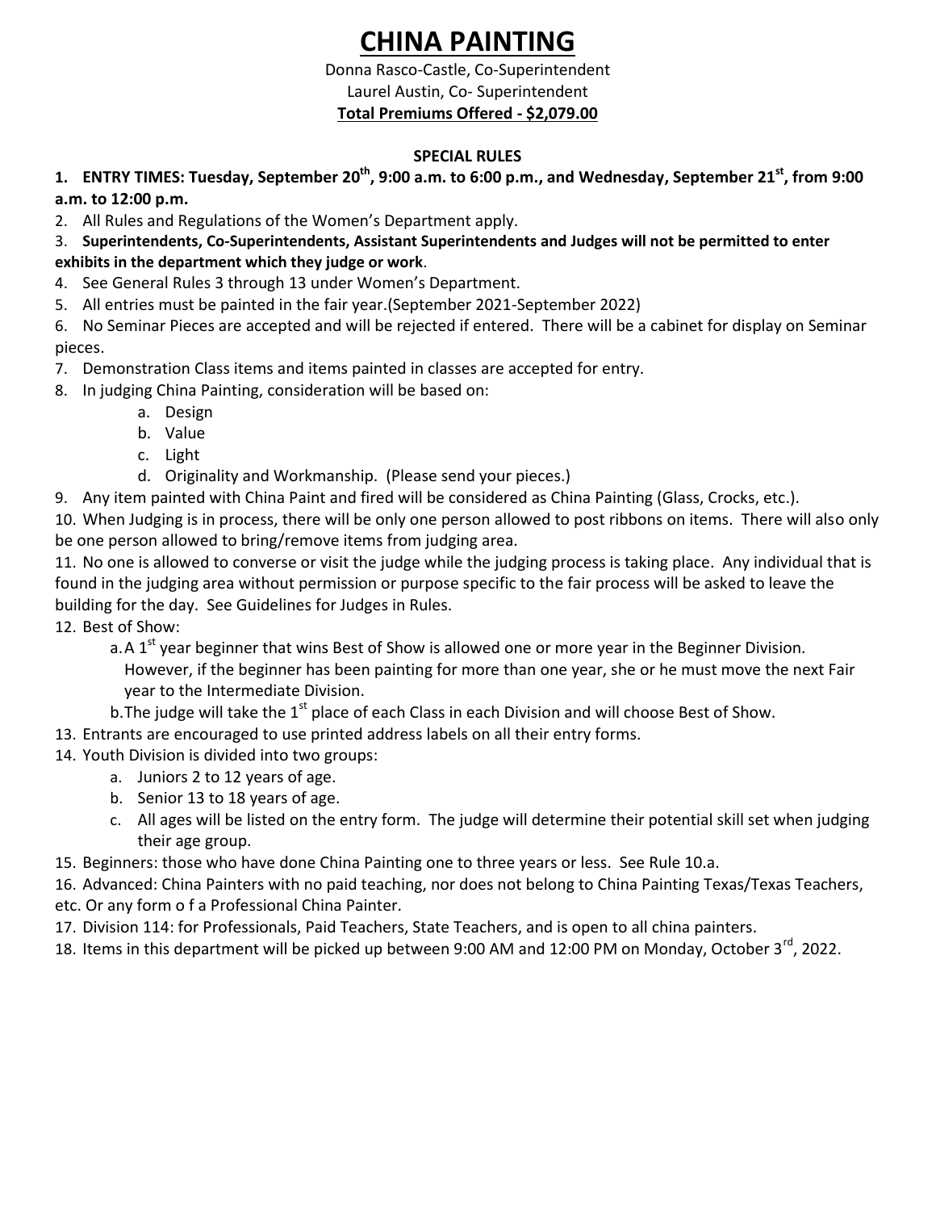# CHINA PAINTING

Donna Rasco-Castle, Co-Superintendent
Laurel Austin, Co- Superintendent
**Total Premiums Offered - $2,079.00**

**SPECIAL RULES**

1. **ENTRY TIMES: Tuesday, September 20th, 9:00 a.m. to 6:00 p.m., and Wednesday, September 21st, from 9:00 a.m. to 12:00 p.m.**
2. All Rules and Regulations of the Women's Department apply.
3. **Superintendents, Co-Superintendents, Assistant Superintendents and Judges will not be permitted to enter exhibits in the department which they judge or work**.
4. See General Rules 3 through 13 under Women's Department.
5. All entries must be painted in the fair year.(September 2021-September 2022)
6. No Seminar Pieces are accepted and will be rejected if entered. There will be a cabinet for display on Seminar pieces.
7. Demonstration Class items and items painted in classes are accepted for entry.
8. In judging China Painting, consideration will be based on:
    a. Design
    b. Value
    c. Light
    d. Originality and Workmanship. (Please send your pieces.)
9. Any item painted with China Paint and fired will be considered as China Painting (Glass, Crocks, etc.).
10. When Judging is in process, there will be only one person allowed to post ribbons on items. There will also only be one person allowed to bring/remove items from judging area.
11. No one is allowed to converse or visit the judge while the judging process is taking place. Any individual that is found in the judging area without permission or purpose specific to the fair process will be asked to leave the building for the day. See Guidelines for Judges in Rules.
12. Best of Show:
    a. A 1st year beginner that wins Best of Show is allowed one or more year in the Beginner Division. However, if the beginner has been painting for more than one year, she or he must move the next Fair year to the Intermediate Division.
    b. The judge will take the 1st place of each Class in each Division and will choose Best of Show.
13. Entrants are encouraged to use printed address labels on all their entry forms.
14. Youth Division is divided into two groups:
    a. Juniors 2 to 12 years of age.
    b. Senior 13 to 18 years of age.
    c. All ages will be listed on the entry form. The judge will determine their potential skill set when judging their age group.
15. Beginners: those who have done China Painting one to three years or less. See Rule 10.a.
16. Advanced: China Painters with no paid teaching, nor does not belong to China Painting Texas/Texas Teachers, etc. Or any form o f a Professional China Painter.
17. Division 114: for Professionals, Paid Teachers, State Teachers, and is open to all china painters.
18. Items in this department will be picked up between 9:00 AM and 12:00 PM on Monday, October 3rd, 2022.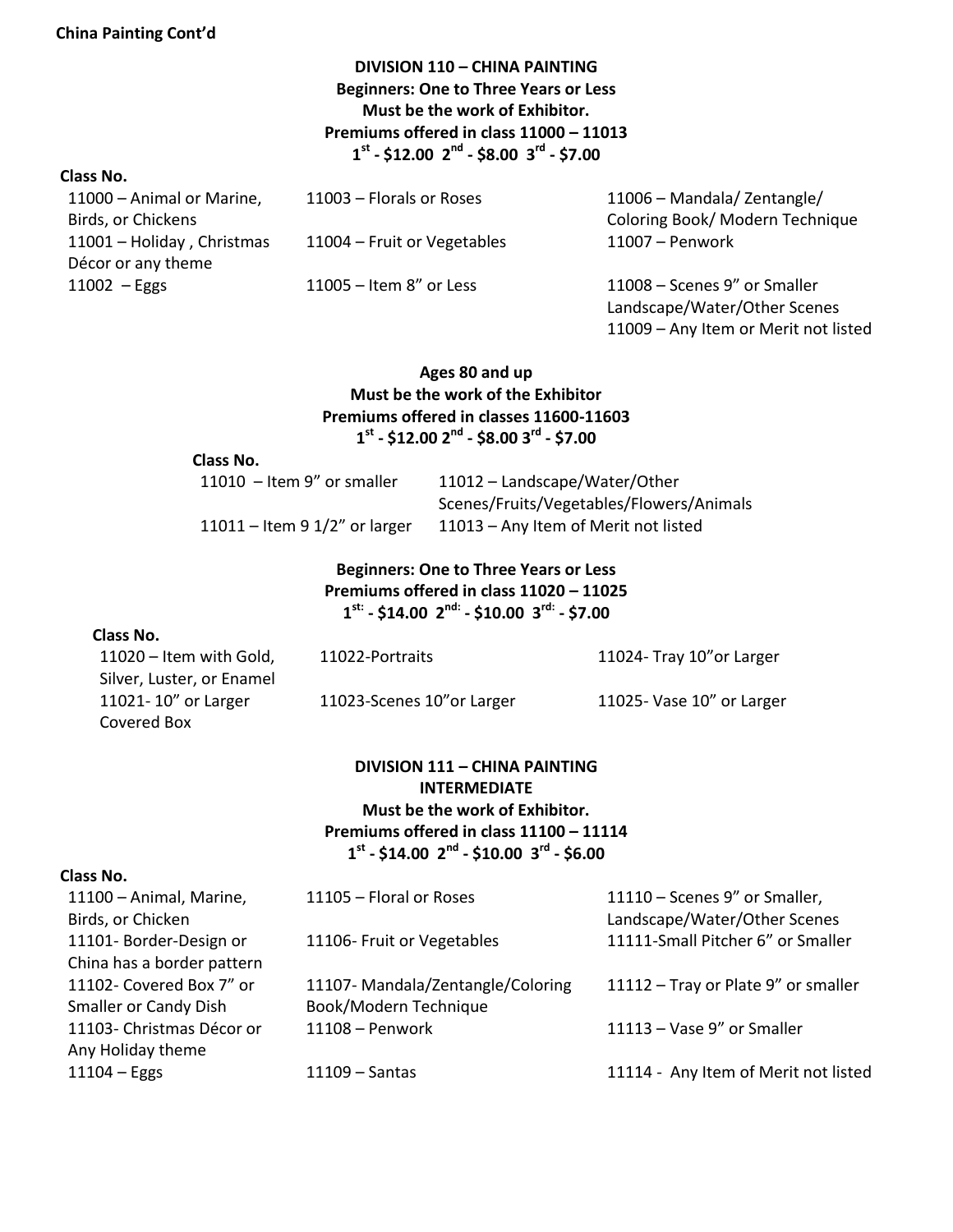**China Painting Cont'd**

## DIVISION 110 – CHINA PAINTING

**Beginners: One to Three Years or Less**
**Must be the work of Exhibitor.**
**Premiums offered in class 11000 – 11013**
**1st - $12.00 2nd - $8.00 3rd - $7.00**

**Class No.**

- 11000 – Animal or Marine, Birds, or Chickens
- 11001 – Holiday , Christmas Décor or any theme
- 11002 – Eggs
- 11003 – Florals or Roses
- 11004 – Fruit or Vegetables
- 11005 – Item 8" or Less
- 11006 – Mandala/ Zentangle/ Coloring Book/ Modern Technique
- 11007 – Penwork
- 11008 – Scenes 9" or Smaller Landscape/Water/Other Scenes
- 11009 – Any Item or Merit not listed

**Ages 80 and up**
**Must be the work of the Exhibitor**
**Premiums offered in classes 11600-11603**
**1st - $12.00 2nd - $8.00 3rd - $7.00**

**Class No.**

- 11010 – Item 9" or smaller
- 11011 – Item 9 1/2" or larger
- 11012 – Landscape/Water/Other Scenes/Fruits/Vegetables/Flowers/Animals
- 11013 – Any Item of Merit not listed

**Beginners: One to Three Years or Less**
**Premiums offered in class 11020 – 11025**
**1st: - $14.00 2nd: - $10.00 3rd: - $7.00**

**Class No.**

- 11020 – Item with Gold, Silver, Luster, or Enamel
- 11021- 10" or Larger Covered Box
- 11022-Portraits
- 11023-Scenes 10"or Larger
- 11024- Tray 10"or Larger
- 11025- Vase 10" or Larger

## DIVISION 111 – CHINA PAINTING INTERMEDIATE

**Must be the work of Exhibitor.**
**Premiums offered in class 11100 – 11114**
**1st - $14.00 2nd - $10.00 3rd - $6.00**

**Class No.**

- 11100 – Animal, Marine, Birds, or Chicken
- 11101- Border-Design or China has a border pattern
- 11102- Covered Box 7" or Smaller or Candy Dish
- 11103- Christmas Décor or Any Holiday theme
- 11104 – Eggs
- 11105 – Floral or Roses
- 11106- Fruit or Vegetables
- 11107- Mandala/Zentangle/Coloring Book/Modern Technique
- 11108 – Penwork
- 11109 – Santas
- 11110 – Scenes 9" or Smaller, Landscape/Water/Other Scenes
- 11111-Small Pitcher 6" or Smaller
- 11112 – Tray or Plate 9" or smaller
- 11113 – Vase 9" or Smaller
- 11114 - Any Item of Merit not listed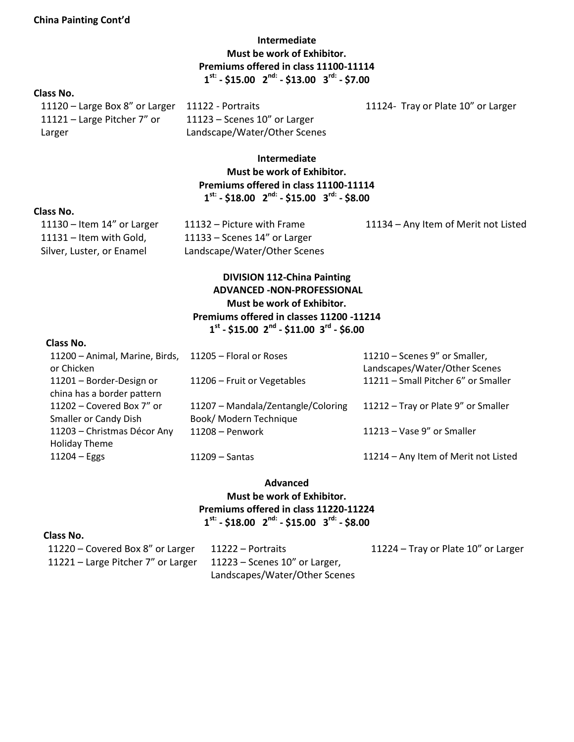**China Painting Cont'd**

**Intermediate**
**Must be work of Exhibitor.**
**Premiums offered in class 11100-11114**
**1st: - $15.00 2nd: - $13.00 3rd: - $7.00**

**Class No.**

| | | |
|---|---|---|
| 11120 – Large Box 8" or Larger | 11122 - Portraits | 11124- Tray or Plate 10" or Larger |
| 11121 – Large Pitcher 7" or Larger | 11123 – Scenes 10" or Larger Landscape/Water/Other Scenes | |

**Intermediate**
**Must be work of Exhibitor.**
**Premiums offered in class 11100-11114**
**1st: - $18.00 2nd: - $15.00 3rd: - $8.00**

**Class No.**

| | | |
|---|---|---|
| 11130 – Item 14" or Larger | 11132 – Picture with Frame | 11134 – Any Item of Merit not Listed |
| 11131 – Item with Gold, Silver, Luster, or Enamel | 11133 – Scenes 14" or Larger Landscape/Water/Other Scenes | |

**DIVISION 112-China Painting**
**ADVANCED -NON-PROFESSIONAL**
**Must be work of Exhibitor.**
**Premiums offered in classes 11200 -11214**
**1st - $15.00 2nd - $11.00 3rd - $6.00**

**Class No.**

| | | |
|---|---|---|
| 11200 – Animal, Marine, Birds, or Chicken | 11205 – Floral or Roses | 11210 – Scenes 9" or Smaller, Landscapes/Water/Other Scenes |
| 11201 – Border-Design or china has a border pattern | 11206 – Fruit or Vegetables | 11211 – Small Pitcher 6" or Smaller |
| 11202 – Covered Box 7" or Smaller or Candy Dish | 11207 – Mandala/Zentangle/Coloring Book/ Modern Technique | 11212 – Tray or Plate 9" or Smaller |
| 11203 – Christmas Décor Any Holiday Theme | 11208 – Penwork | 11213 – Vase 9" or Smaller |
| 11204 – Eggs | 11209 – Santas | 11214 – Any Item of Merit not Listed |

**Advanced**
**Must be work of Exhibitor.**
**Premiums offered in class 11220-11224**
**1st: - $18.00 2nd: - $15.00 3rd: - $8.00**

**Class No.**

| | | |
|---|---|---|
| 11220 – Covered Box 8" or Larger | 11222 – Portraits | 11224 – Tray or Plate 10" or Larger |
| 11221 – Large Pitcher 7" or Larger | 11223 – Scenes 10" or Larger, Landscapes/Water/Other Scenes | |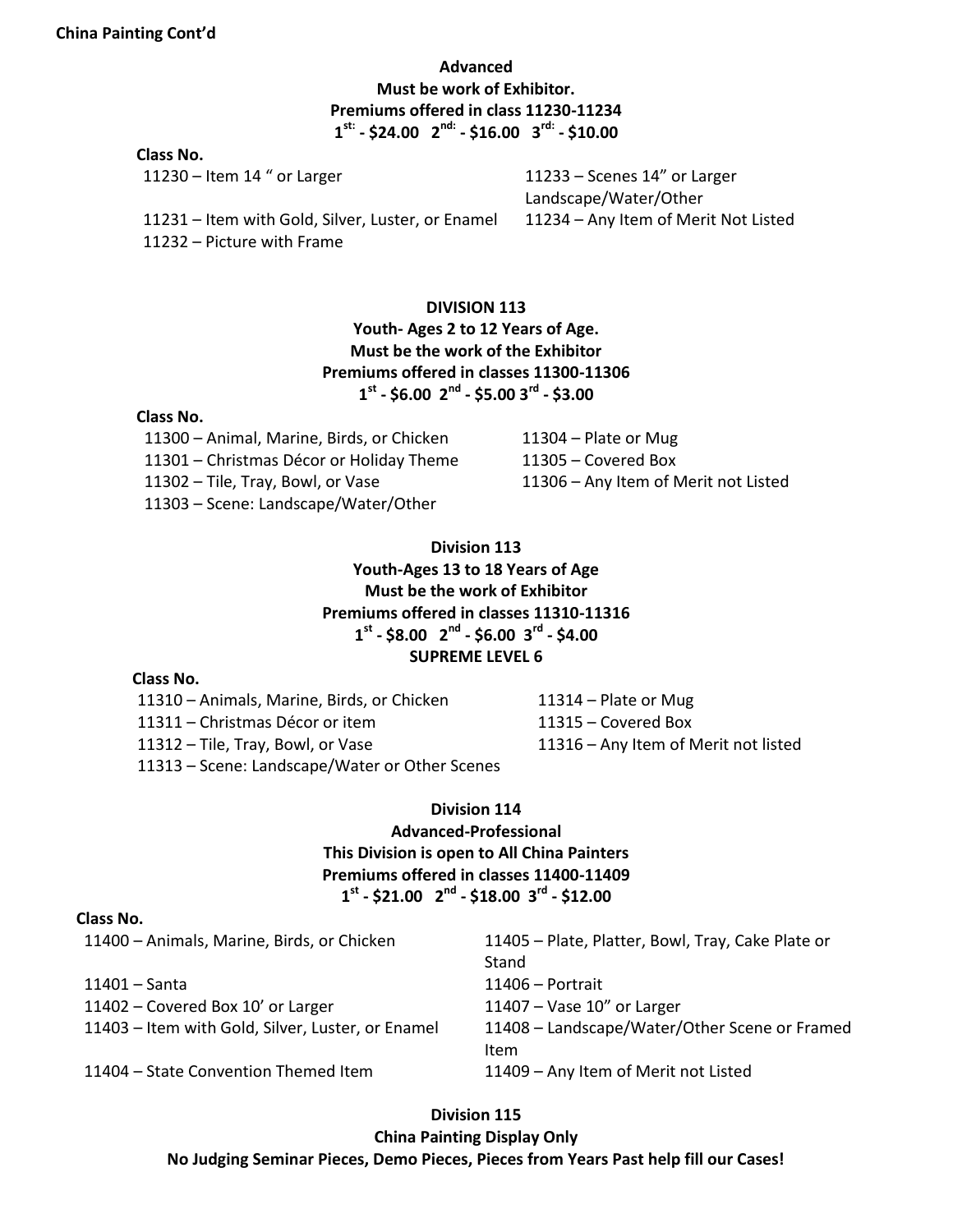**China Painting Cont'd**

### Advanced

**Must be work of Exhibitor.**

**Premiums offered in class 11230-11234**

**1st: - $24.00 2nd: - $16.00 3rd: - $10.00**

**Class No.**

11230 – Item 14 " or Larger

11231 – Item with Gold, Silver, Luster, or Enamel

11232 – Picture with Frame

11233 – Scenes 14" or Larger Landscape/Water/Other

11234 – Any Item of Merit Not Listed

### DIVISION 113

**Youth- Ages 2 to 12 Years of Age.**

**Must be the work of the Exhibitor**

**Premiums offered in classes 11300-11306**

**1st - $6.00 2nd - $5.00 3rd - $3.00**

**Class No.**

11300 – Animal, Marine, Birds, or Chicken

11301 – Christmas Décor or Holiday Theme

11302 – Tile, Tray, Bowl, or Vase

11303 – Scene: Landscape/Water/Other

11304 – Plate or Mug

11305 – Covered Box

11306 – Any Item of Merit not Listed

### Division 113

**Youth-Ages 13 to 18 Years of Age**

**Must be the work of Exhibitor**

**Premiums offered in classes 11310-11316**

**1st - $8.00 2nd - $6.00 3rd - $4.00**

**SUPREME LEVEL 6**

**Class No.**

11310 – Animals, Marine, Birds, or Chicken

11311 – Christmas Décor or item

11312 – Tile, Tray, Bowl, or Vase

11313 – Scene: Landscape/Water or Other Scenes

11314 – Plate or Mug

11315 – Covered Box

11316 – Any Item of Merit not listed

### Division 114

**Advanced-Professional**

**This Division is open to All China Painters**

**Premiums offered in classes 11400-11409**

**1st - $21.00 2nd - $18.00 3rd - $12.00**

**Class No.**

11400 – Animals, Marine, Birds, or Chicken

11401 – Santa

11402 – Covered Box 10' or Larger

11403 – Item with Gold, Silver, Luster, or Enamel

11404 – State Convention Themed Item

11405 – Plate, Platter, Bowl, Tray, Cake Plate or Stand

11406 – Portrait

11407 – Vase 10" or Larger

11408 – Landscape/Water/Other Scene or Framed Item

11409 – Any Item of Merit not Listed

### Division 115

**China Painting Display Only**

**No Judging Seminar Pieces, Demo Pieces, Pieces from Years Past help fill our Cases!**